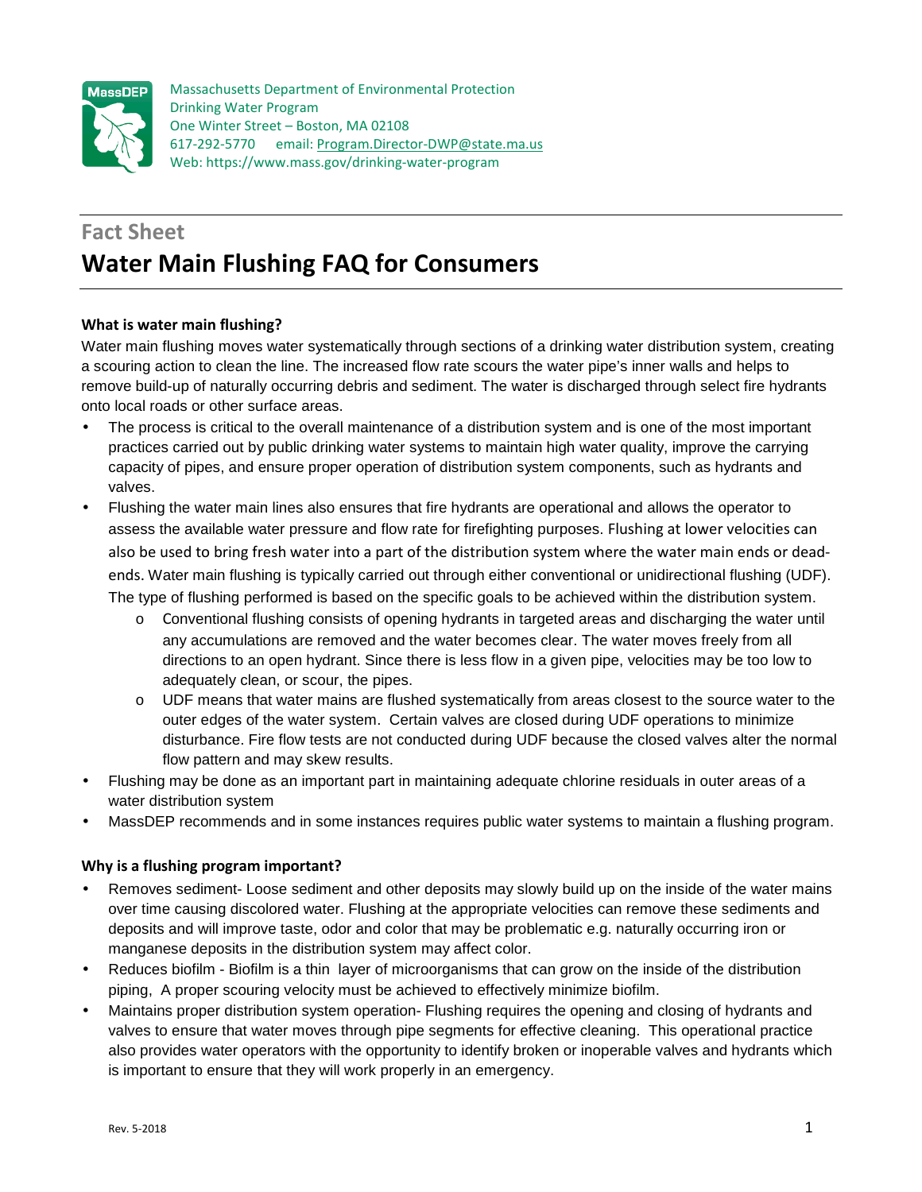Massachusetts Department of Environmental Protection
Drinking Water Program
One Winter Street – Boston, MA 02108
617-292-5770 email: Program.Director-DWP@state.ma.us
Web: https://www.mass.gov/drinking-water-program

## Fact Sheet

# Water Main Flushing FAQ for Consumers

### What is water main flushing?

Water main flushing moves water systematically through sections of a drinking water distribution system, creating a scouring action to clean the line. The increased flow rate scours the water pipe's inner walls and helps to remove build-up of naturally occurring debris and sediment. The water is discharged through select fire hydrants onto local roads or other surface areas.

- The process is critical to the overall maintenance of a distribution system and is one of the most important practices carried out by public drinking water systems to maintain high water quality, improve the carrying capacity of pipes, and ensure proper operation of distribution system components, such as hydrants and valves.
- Flushing the water main lines also ensures that fire hydrants are operational and allows the operator to assess the available water pressure and flow rate for firefighting purposes. Flushing at lower velocities can also be used to bring fresh water into a part of the distribution system where the water main ends or dead-ends. Water main flushing is typically carried out through either conventional or unidirectional flushing (UDF). The type of flushing performed is based on the specific goals to be achieved within the distribution system.
  - Conventional flushing consists of opening hydrants in targeted areas and discharging the water until any accumulations are removed and the water becomes clear. The water moves freely from all directions to an open hydrant. Since there is less flow in a given pipe, velocities may be too low to adequately clean, or scour, the pipes.
  - UDF means that water mains are flushed systematically from areas closest to the source water to the outer edges of the water system. Certain valves are closed during UDF operations to minimize disturbance. Fire flow tests are not conducted during UDF because the closed valves alter the normal flow pattern and may skew results.
- Flushing may be done as an important part in maintaining adequate chlorine residuals in outer areas of a water distribution system
- MassDEP recommends and in some instances requires public water systems to maintain a flushing program.

### Why is a flushing program important?

- Removes sediment- Loose sediment and other deposits may slowly build up on the inside of the water mains over time causing discolored water. Flushing at the appropriate velocities can remove these sediments and deposits and will improve taste, odor and color that may be problematic e.g. naturally occurring iron or manganese deposits in the distribution system may affect color.
- Reduces biofilm - Biofilm is a thin layer of microorganisms that can grow on the inside of the distribution piping, A proper scouring velocity must be achieved to effectively minimize biofilm.
- Maintains proper distribution system operation- Flushing requires the opening and closing of hydrants and valves to ensure that water moves through pipe segments for effective cleaning. This operational practice also provides water operators with the opportunity to identify broken or inoperable valves and hydrants which is important to ensure that they will work properly in an emergency.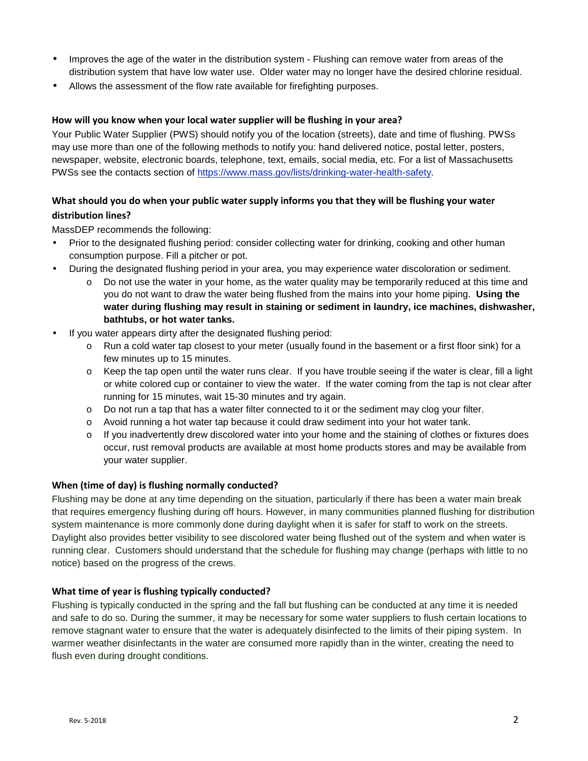- Improves the age of the water in the distribution system - Flushing can remove water from areas of the distribution system that have low water use. Older water may no longer have the desired chlorine residual.
- Allows the assessment of the flow rate available for firefighting purposes.

### How will you know when your local water supplier will be flushing in your area?

Your Public Water Supplier (PWS) should notify you of the location (streets), date and time of flushing. PWSs may use more than one of the following methods to notify you: hand delivered notice, postal letter, posters, newspaper, website, electronic boards, telephone, text, emails, social media, etc. For a list of Massachusetts PWSs see the contacts section of https://www.mass.gov/lists/drinking-water-health-safety.

### What should you do when your public water supply informs you that they will be flushing your water distribution lines?

MassDEP recommends the following:

- Prior to the designated flushing period: consider collecting water for drinking, cooking and other human consumption purpose. Fill a pitcher or pot.
- During the designated flushing period in your area, you may experience water discoloration or sediment.
  - Do not use the water in your home, as the water quality may be temporarily reduced at this time and you do not want to draw the water being flushed from the mains into your home piping. **Using the water during flushing may result in staining or sediment in laundry, ice machines, dishwasher, bathtubs, or hot water tanks.**
- If you water appears dirty after the designated flushing period:
  - Run a cold water tap closest to your meter (usually found in the basement or a first floor sink) for a few minutes up to 15 minutes.
  - Keep the tap open until the water runs clear. If you have trouble seeing if the water is clear, fill a light or white colored cup or container to view the water. If the water coming from the tap is not clear after running for 15 minutes, wait 15-30 minutes and try again.
  - Do not run a tap that has a water filter connected to it or the sediment may clog your filter.
  - Avoid running a hot water tap because it could draw sediment into your hot water tank.
  - If you inadvertently drew discolored water into your home and the staining of clothes or fixtures does occur, rust removal products are available at most home products stores and may be available from your water supplier.

### When (time of day) is flushing normally conducted?

Flushing may be done at any time depending on the situation, particularly if there has been a water main break that requires emergency flushing during off hours. However, in many communities planned flushing for distribution system maintenance is more commonly done during daylight when it is safer for staff to work on the streets. Daylight also provides better visibility to see discolored water being flushed out of the system and when water is running clear. Customers should understand that the schedule for flushing may change (perhaps with little to no notice) based on the progress of the crews.

### What time of year is flushing typically conducted?

Flushing is typically conducted in the spring and the fall but flushing can be conducted at any time it is needed and safe to do so. During the summer, it may be necessary for some water suppliers to flush certain locations to remove stagnant water to ensure that the water is adequately disinfected to the limits of their piping system. In warmer weather disinfectants in the water are consumed more rapidly than in the winter, creating the need to flush even during drought conditions.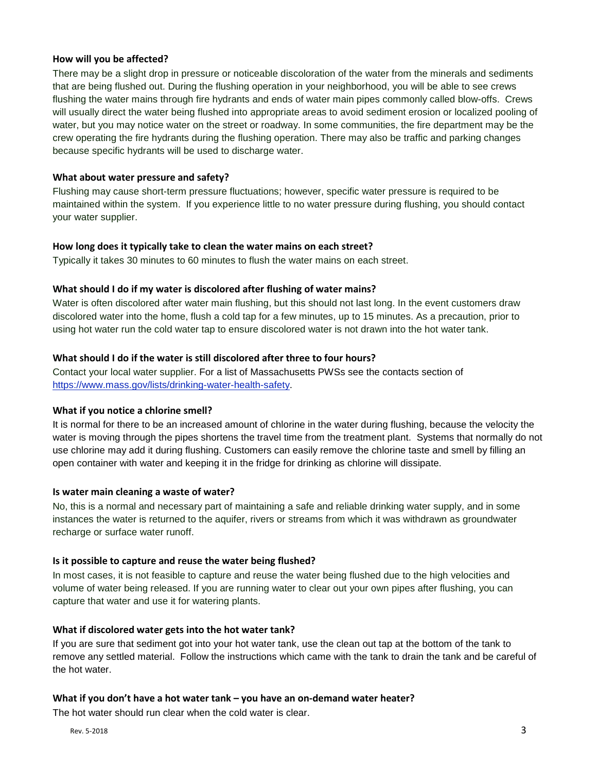### How will you be affected?

There may be a slight drop in pressure or noticeable discoloration of the water from the minerals and sediments that are being flushed out. During the flushing operation in your neighborhood, you will be able to see crews flushing the water mains through fire hydrants and ends of water main pipes commonly called blow-offs. Crews will usually direct the water being flushed into appropriate areas to avoid sediment erosion or localized pooling of water, but you may notice water on the street or roadway. In some communities, the fire department may be the crew operating the fire hydrants during the flushing operation. There may also be traffic and parking changes because specific hydrants will be used to discharge water.

### What about water pressure and safety?

Flushing may cause short-term pressure fluctuations; however, specific water pressure is required to be maintained within the system. If you experience little to no water pressure during flushing, you should contact your water supplier.

### How long does it typically take to clean the water mains on each street?

Typically it takes 30 minutes to 60 minutes to flush the water mains on each street.

### What should I do if my water is discolored after flushing of water mains?

Water is often discolored after water main flushing, but this should not last long. In the event customers draw discolored water into the home, flush a cold tap for a few minutes, up to 15 minutes. As a precaution, prior to using hot water run the cold water tap to ensure discolored water is not drawn into the hot water tank.

### What should I do if the water is still discolored after three to four hours?

Contact your local water supplier. For a list of Massachusetts PWSs see the contacts section of [https://www.mass.gov/lists/drinking-water-health-safety](https://www.mass.gov/lists/drinking-water-health-safety).

### What if you notice a chlorine smell?

It is normal for there to be an increased amount of chlorine in the water during flushing, because the velocity the water is moving through the pipes shortens the travel time from the treatment plant. Systems that normally do not use chlorine may add it during flushing. Customers can easily remove the chlorine taste and smell by filling an open container with water and keeping it in the fridge for drinking as chlorine will dissipate.

### Is water main cleaning a waste of water?

No, this is a normal and necessary part of maintaining a safe and reliable drinking water supply, and in some instances the water is returned to the aquifer, rivers or streams from which it was withdrawn as groundwater recharge or surface water runoff.

### Is it possible to capture and reuse the water being flushed?

In most cases, it is not feasible to capture and reuse the water being flushed due to the high velocities and volume of water being released. If you are running water to clear out your own pipes after flushing, you can capture that water and use it for watering plants.

### What if discolored water gets into the hot water tank?

If you are sure that sediment got into your hot water tank, use the clean out tap at the bottom of the tank to remove any settled material. Follow the instructions which came with the tank to drain the tank and be careful of the hot water.

### What if you don't have a hot water tank – you have an on-demand water heater?

The hot water should run clear when the cold water is clear.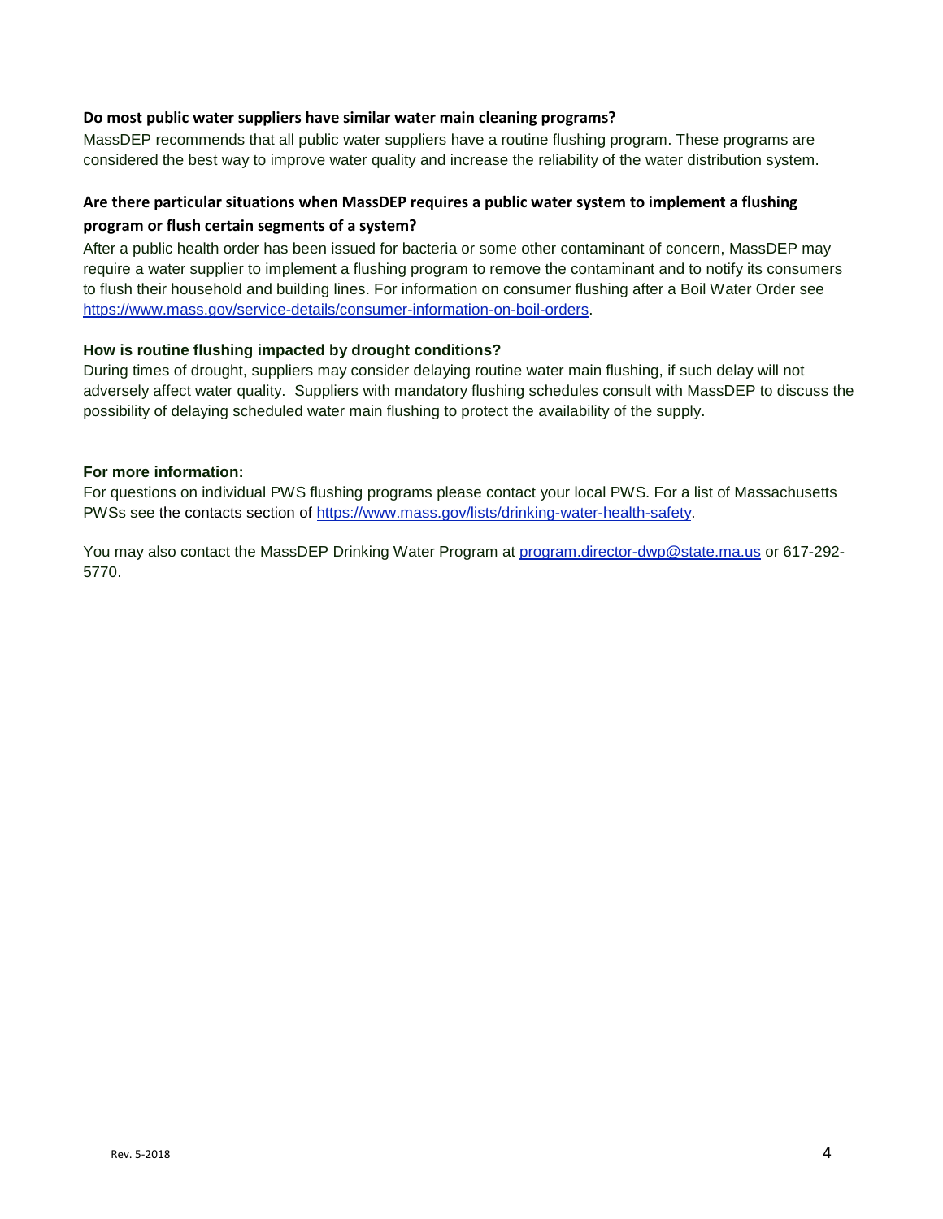**Do most public water suppliers have similar water main cleaning programs?**

MassDEP recommends that all public water suppliers have a routine flushing program. These programs are considered the best way to improve water quality and increase the reliability of the water distribution system.

**Are there particular situations when MassDEP requires a public water system to implement a flushing program or flush certain segments of a system?**

After a public health order has been issued for bacteria or some other contaminant of concern, MassDEP may require a water supplier to implement a flushing program to remove the contaminant and to notify its consumers to flush their household and building lines. For information on consumer flushing after a Boil Water Order see https://www.mass.gov/service-details/consumer-information-on-boil-orders.

**How is routine flushing impacted by drought conditions?**

During times of drought, suppliers may consider delaying routine water main flushing, if such delay will not adversely affect water quality. Suppliers with mandatory flushing schedules consult with MassDEP to discuss the possibility of delaying scheduled water main flushing to protect the availability of the supply.

**For more information:**

For questions on individual PWS flushing programs please contact your local PWS. For a list of Massachusetts PWSs see the contacts section of https://www.mass.gov/lists/drinking-water-health-safety.

You may also contact the MassDEP Drinking Water Program at program.director-dwp@state.ma.us or 617-292-5770.

Rev. 5-2018